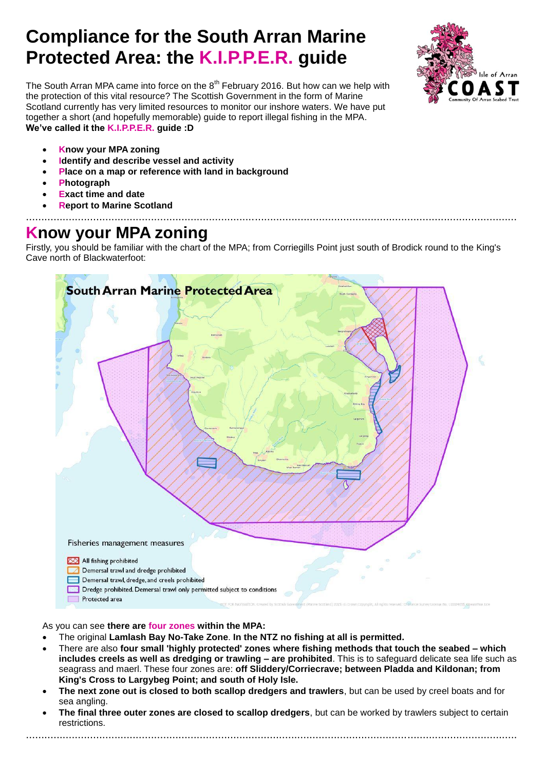# Compliance for the South Arran Marine Protected Area: the K.I.P.P.E.R. guide

The South Arran MPA came into force on the 8th February 2016. But how can we help with the protection of this vital resource? The Scottish Government in the form of Marine Scotland currently has very limited resources to monitor our inshore waters. We have put together a short (and hopefully memorable) guide to report illegal fishing in the MPA. **We've called it the K.I.P.P.E.R. guide :D**

- **Know your MPA zoning**
- **Identify and describe vessel and activity**
- **Place on a map or reference with land in background**
- **Photograph**
- **Exact time and date**
- **Report to Marine Scotland**

## Know your MPA zoning

Firstly, you should be familiar with the chart of the MPA; from Corriegills Point just south of Brodick round to the King's Cave north of Blackwaterfoot:

South Arran Marine Protected Area

Fisheries management measures

- All fishing prohibited
- Demersal trawl and dredge prohibited
- Demersal trawl, dredge, and creels prohibited
- Dredge prohibited. Demersal trawl only permitted subject to conditions
- Protected area

As you can see **there are four zones within the MPA:**

- The original **Lamlash Bay No-Take Zone**. **In the NTZ no fishing at all is permitted.**
- There are also **four small 'highly protected' zones where fishing methods that touch the seabed – which includes creels as well as dredging or trawling – are prohibited**. This is to safeguard delicate sea life such as seagrass and maerl. These four zones are: **off Sliddery/Corriecrave; between Pladda and Kildonan; from King's Cross to Largybeg Point; and south of Holy Isle.**
- **The next zone out is closed to both scallop dredgers and trawlers**, but can be used by creel boats and for sea angling.
- **The final three outer zones are closed to scallop dredgers**, but can be worked by trawlers subject to certain restrictions.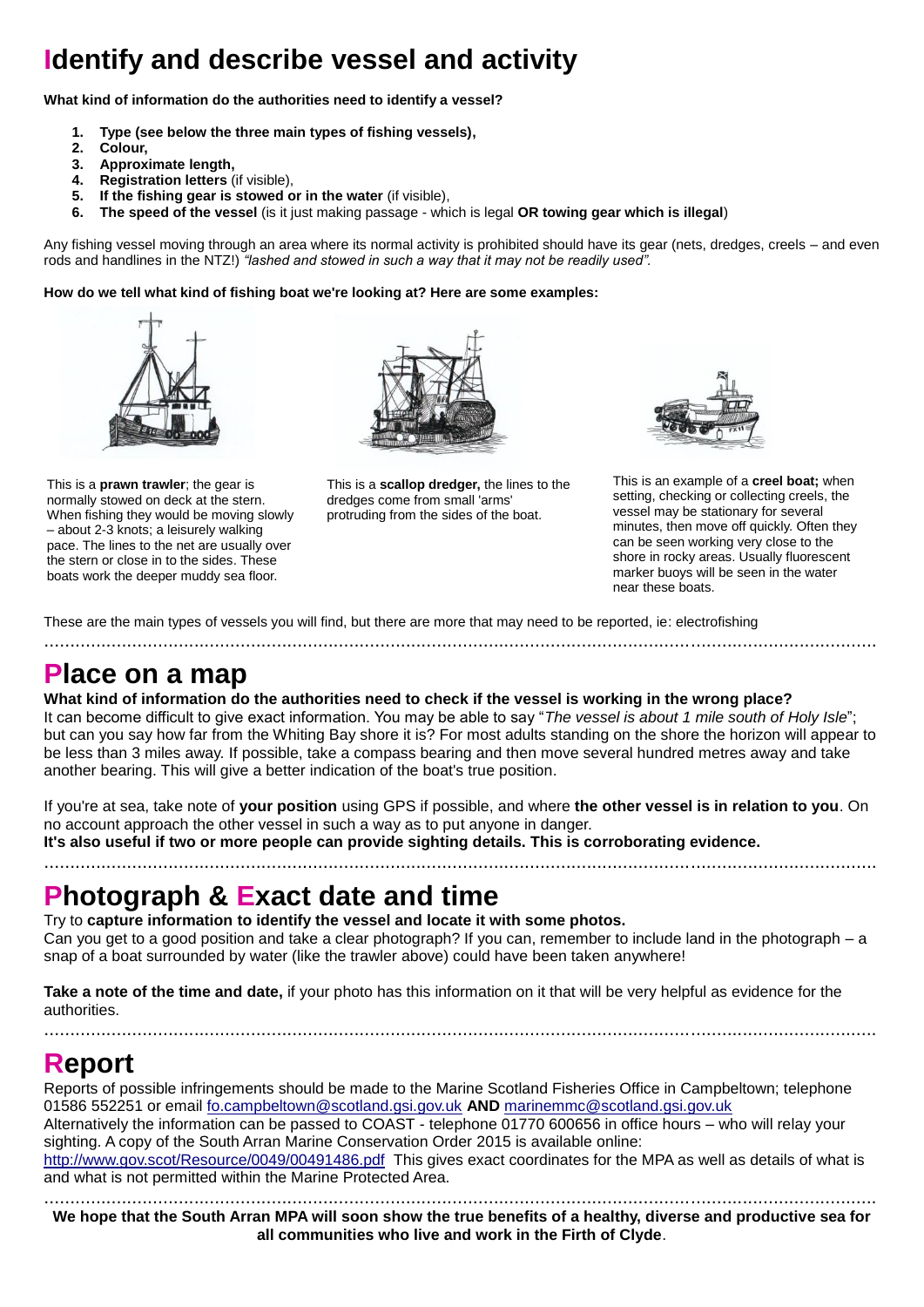# Identify and describe vessel and activity

**What kind of information do the authorities need to identify a vessel?**

1. **Type (see below the three main types of fishing vessels),**
2. **Colour,**
3. **Approximate length,**
4. **Registration letters** (if visible),
5. **If the fishing gear is stowed or in the water** (if visible),
6. **The speed of the vessel** (is it just making passage - which is legal **OR towing gear which is illegal**)

Any fishing vessel moving through an area where its normal activity is prohibited should have its gear (nets, dredges, creels – and even rods and handlines in the NTZ!) *"lashed and stowed in such a way that it may not be readily used"*.

**How do we tell what kind of fishing boat we're looking at? Here are some examples:**

This is a **prawn trawler**; the gear is normally stowed on deck at the stern. When fishing they would be moving slowly – about 2-3 knots; a leisurely walking pace. The lines to the net are usually over the stern or close in to the sides. These boats work the deeper muddy sea floor.

This is a **scallop dredger,** the lines to the dredges come from small 'arms' protruding from the sides of the boat.

This is an example of a **creel boat;** when setting, checking or collecting creels, the vessel may be stationary for several minutes, then move off quickly. Often they can be seen working very close to the shore in rocky areas. Usually fluorescent marker buoys will be seen in the water near these boats.

These are the main types of vessels you will find, but there are more that may need to be reported, ie: electrofishing

# Place on a map

**What kind of information do the authorities need to check if the vessel is working in the wrong place?**
It can become difficult to give exact information. You may be able to say "*The vessel is about 1 mile south of Holy Isle*"; but can you say how far from the Whiting Bay shore it is? For most adults standing on the shore the horizon will appear to be less than 3 miles away. If possible, take a compass bearing and then move several hundred metres away and take another bearing. This will give a better indication of the boat's true position.

If you're at sea, take note of **your position** using GPS if possible, and where **the other vessel is in relation to you**. On no account approach the other vessel in such a way as to put anyone in danger.
**It's also useful if two or more people can provide sighting details. This is corroborating evidence.**

# Photograph & Exact date and time

Try to **capture information to identify the vessel and locate it with some photos.**
Can you get to a good position and take a clear photograph? If you can, remember to include land in the photograph – a snap of a boat surrounded by water (like the trawler above) could have been taken anywhere!

**Take a note of the time and date,** if your photo has this information on it that will be very helpful as evidence for the authorities.

# Report

Reports of possible infringements should be made to the Marine Scotland Fisheries Office in Campbeltown; telephone 01586 552251 or email fo.campbeltown@scotland.gsi.gov.uk **AND** marinemmc@scotland.gsi.gov.uk
Alternatively the information can be passed to COAST - telephone 01770 600656 in office hours – who will relay your sighting. A copy of the South Arran Marine Conservation Order 2015 is available online:
http://www.gov.scot/Resource/0049/00491486.pdf This gives exact coordinates for the MPA as well as details of what is and what is not permitted within the Marine Protected Area.

**We hope that the South Arran MPA will soon show the true benefits of a healthy, diverse and productive sea for all communities who live and work in the Firth of Clyde**.